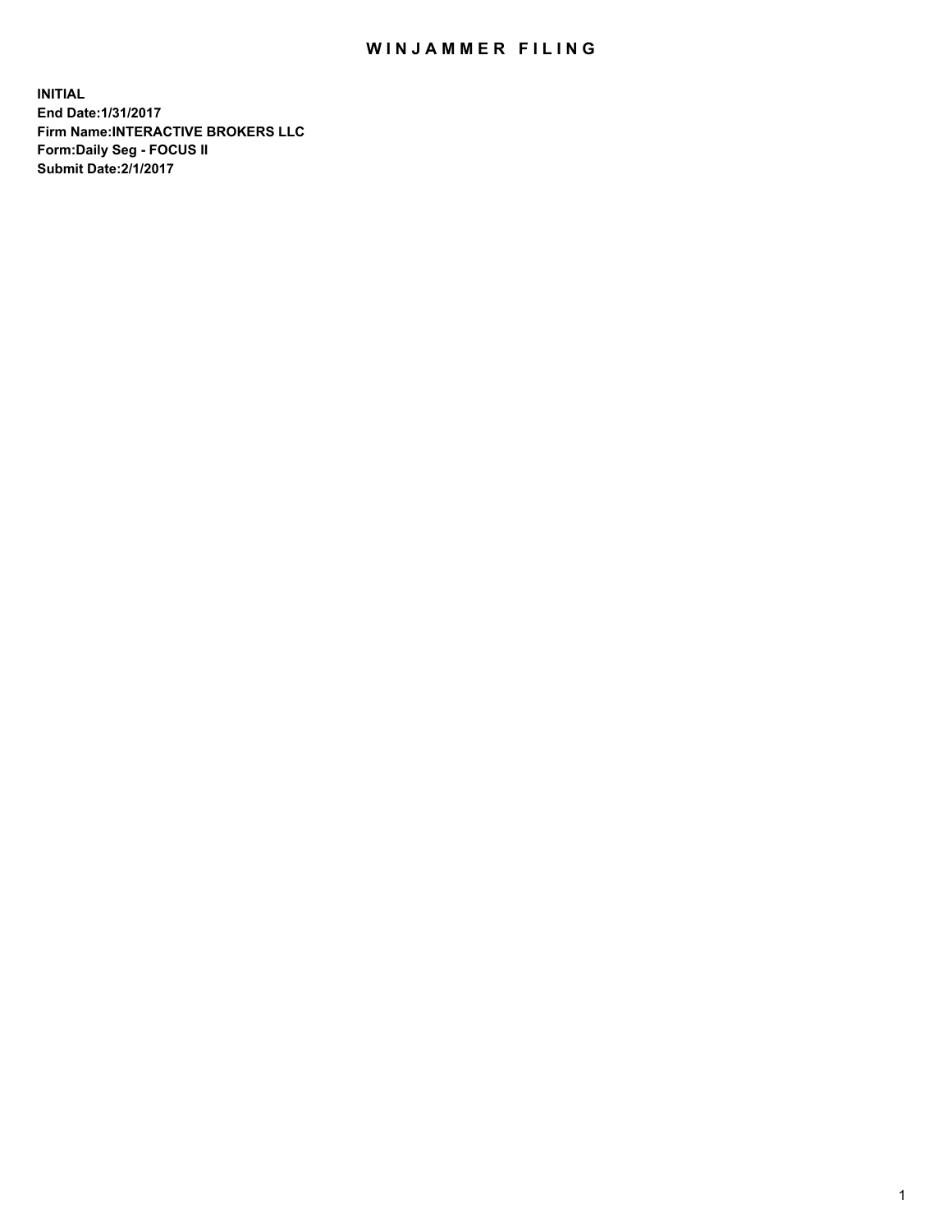# WINJAMMER FILING

**INITIAL**
**End Date:1/31/2017**
**Firm Name:INTERACTIVE BROKERS LLC**
**Form:Daily Seg - FOCUS II**
**Submit Date:2/1/2017**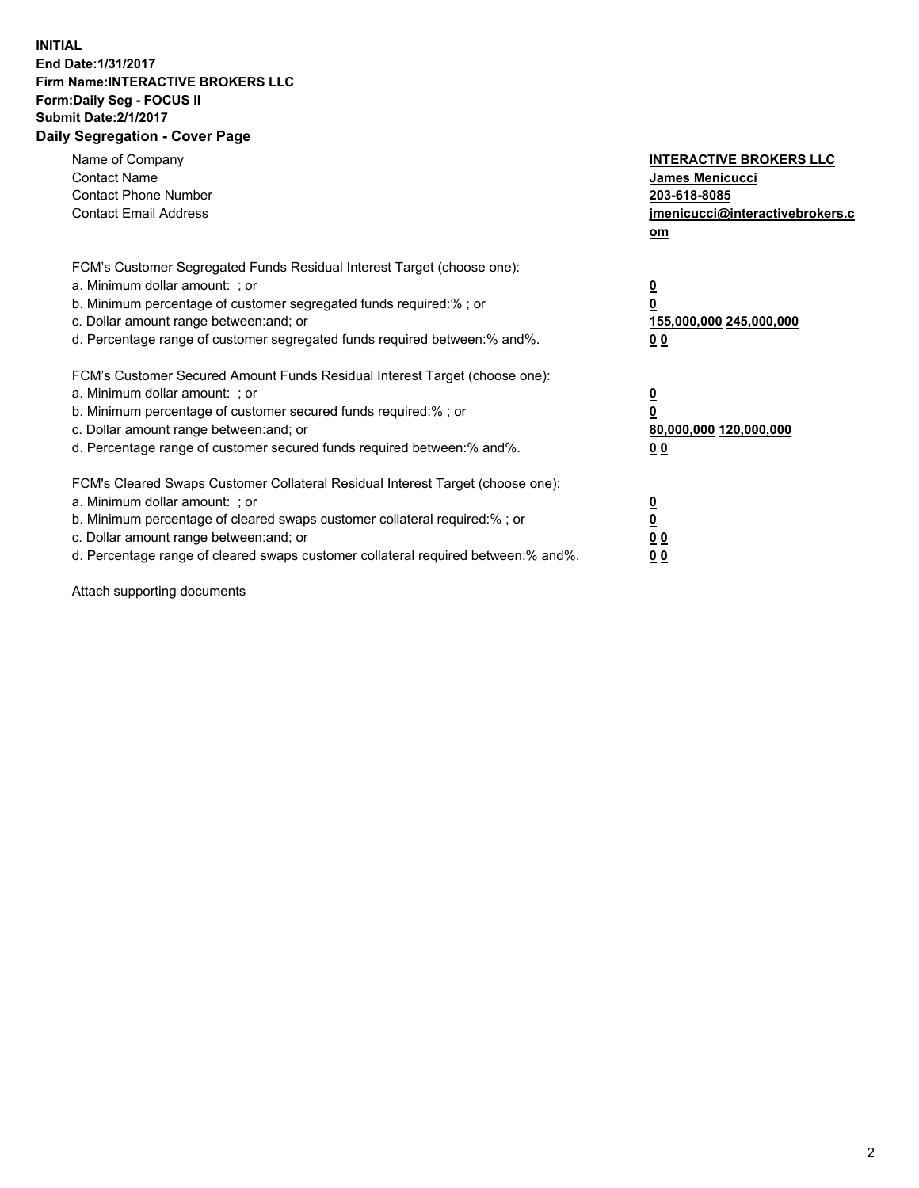**INITIAL**
**End Date:1/31/2017**
**Firm Name:INTERACTIVE BROKERS LLC**
**Form:Daily Seg - FOCUS II**
**Submit Date:2/1/2017**

## Daily Segregation - Cover Page

| | |
|---|---|
| Name of Company | **INTERACTIVE BROKERS LLC** |
| Contact Name | **James Menicucci** |
| Contact Phone Number | **203-618-8085** |
| Contact Email Address | **jmenicucci@interactivebrokers.com** |

| | |
|---|---|
| FCM's Customer Segregated Funds Residual Interest Target (choose one): | |
| a. Minimum dollar amount: ; or | **0** |
| b. Minimum percentage of customer segregated funds required:% ; or | **0** |
| c. Dollar amount range between:and; or | **155,000,000 245,000,000** |
| d. Percentage range of customer segregated funds required between:% and%. | **0 0** |

| | |
|---|---|
| FCM's Customer Secured Amount Funds Residual Interest Target (choose one): | |
| a. Minimum dollar amount: ; or | **0** |
| b. Minimum percentage of customer secured funds required:% ; or | **0** |
| c. Dollar amount range between:and; or | **80,000,000 120,000,000** |
| d. Percentage range of customer secured funds required between:% and%. | **0 0** |

| | |
|---|---|
| FCM's Cleared Swaps Customer Collateral Residual Interest Target (choose one): | |
| a. Minimum dollar amount: ; or | **0** |
| b. Minimum percentage of cleared swaps customer collateral required:% ; or | **0** |
| c. Dollar amount range between:and; or | **0 0** |
| d. Percentage range of cleared swaps customer collateral required between:% and%. | **0 0** |

Attach supporting documents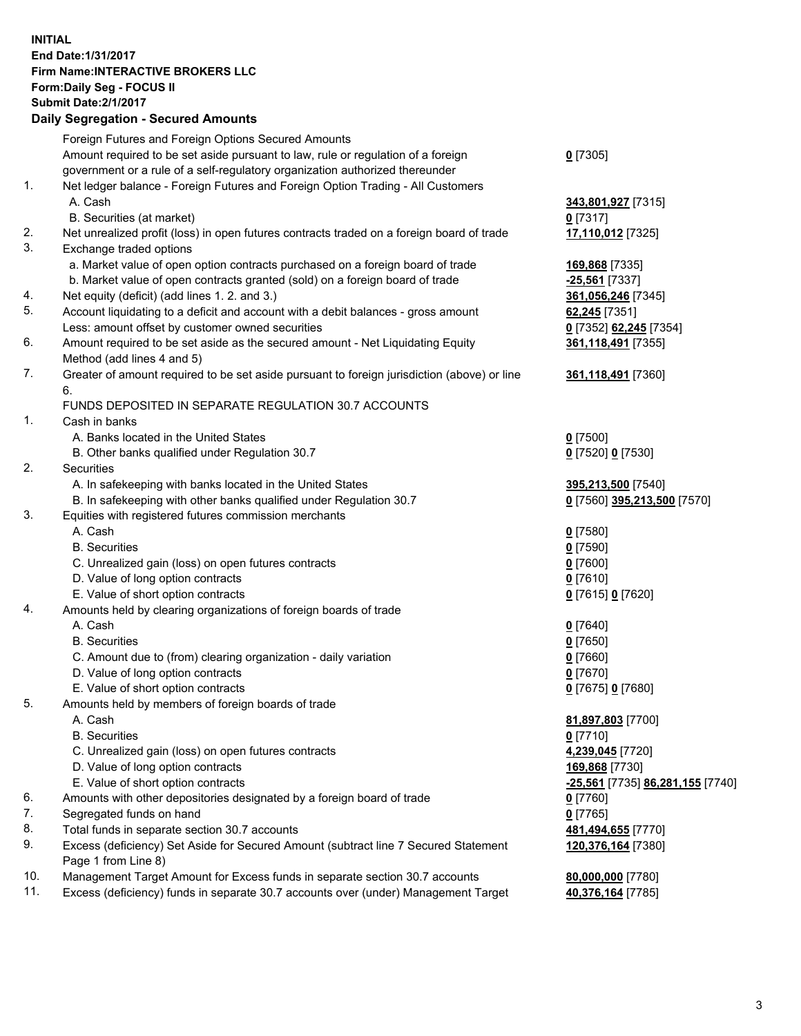**INITIAL**
**End Date:1/31/2017**
**Firm Name:INTERACTIVE BROKERS LLC**
**Form:Daily Seg - FOCUS II**
**Submit Date:2/1/2017**

**Daily Segregation - Secured Amounts**

| | | |
|---|---|---|
| | Foreign Futures and Foreign Options Secured Amounts | |
| | Amount required to be set aside pursuant to law, rule or regulation of a foreign government or a rule of a self-regulatory organization authorized thereunder | **0** [7305] |
| 1. | Net ledger balance - Foreign Futures and Foreign Option Trading - All Customers | |
| | A. Cash | **343,801,927** [7315] |
| | B. Securities (at market) | **0** [7317] |
| 2. | Net unrealized profit (loss) in open futures contracts traded on a foreign board of trade | **17,110,012** [7325] |
| 3. | Exchange traded options | |
| | a. Market value of open option contracts purchased on a foreign board of trade | **169,868** [7335] |
| | b. Market value of open contracts granted (sold) on a foreign board of trade | **-25,561** [7337] |
| 4. | Net equity (deficit) (add lines 1. 2. and 3.) | **361,056,246** [7345] |
| 5. | Account liquidating to a deficit and account with a debit balances - gross amount | **62,245** [7351] |
| | Less: amount offset by customer owned securities | **0** [7352] **62,245** [7354] |
| 6. | Amount required to be set aside as the secured amount - Net Liquidating Equity Method (add lines 4 and 5) | **361,118,491** [7355] |
| 7. | Greater of amount required to be set aside pursuant to foreign jurisdiction (above) or line 6. | **361,118,491** [7360] |
| | FUNDS DEPOSITED IN SEPARATE REGULATION 30.7 ACCOUNTS | |
| 1. | Cash in banks | |
| | A. Banks located in the United States | **0** [7500] |
| | B. Other banks qualified under Regulation 30.7 | **0** [7520] **0** [7530] |
| 2. | Securities | |
| | A. In safekeeping with banks located in the United States | **395,213,500** [7540] |
| | B. In safekeeping with other banks qualified under Regulation 30.7 | **0** [7560] **395,213,500** [7570] |
| 3. | Equities with registered futures commission merchants | |
| | A. Cash | **0** [7580] |
| | B. Securities | **0** [7590] |
| | C. Unrealized gain (loss) on open futures contracts | **0** [7600] |
| | D. Value of long option contracts | **0** [7610] |
| | E. Value of short option contracts | **0** [7615] **0** [7620] |
| 4. | Amounts held by clearing organizations of foreign boards of trade | |
| | A. Cash | **0** [7640] |
| | B. Securities | **0** [7650] |
| | C. Amount due to (from) clearing organization - daily variation | **0** [7660] |
| | D. Value of long option contracts | **0** [7670] |
| | E. Value of short option contracts | **0** [7675] **0** [7680] |
| 5. | Amounts held by members of foreign boards of trade | |
| | A. Cash | **81,897,803** [7700] |
| | B. Securities | **0** [7710] |
| | C. Unrealized gain (loss) on open futures contracts | **4,239,045** [7720] |
| | D. Value of long option contracts | **169,868** [7730] |
| | E. Value of short option contracts | **-25,561** [7735] **86,281,155** [7740] |
| 6. | Amounts with other depositories designated by a foreign board of trade | **0** [7760] |
| 7. | Segregated funds on hand | **0** [7765] |
| 8. | Total funds in separate section 30.7 accounts | **481,494,655** [7770] |
| 9. | Excess (deficiency) Set Aside for Secured Amount (subtract line 7 Secured Statement Page 1 from Line 8) | **120,376,164** [7380] |
| 10. | Management Target Amount for Excess funds in separate section 30.7 accounts | **80,000,000** [7780] |
| 11. | Excess (deficiency) funds in separate 30.7 accounts over (under) Management Target | **40,376,164** [7785] |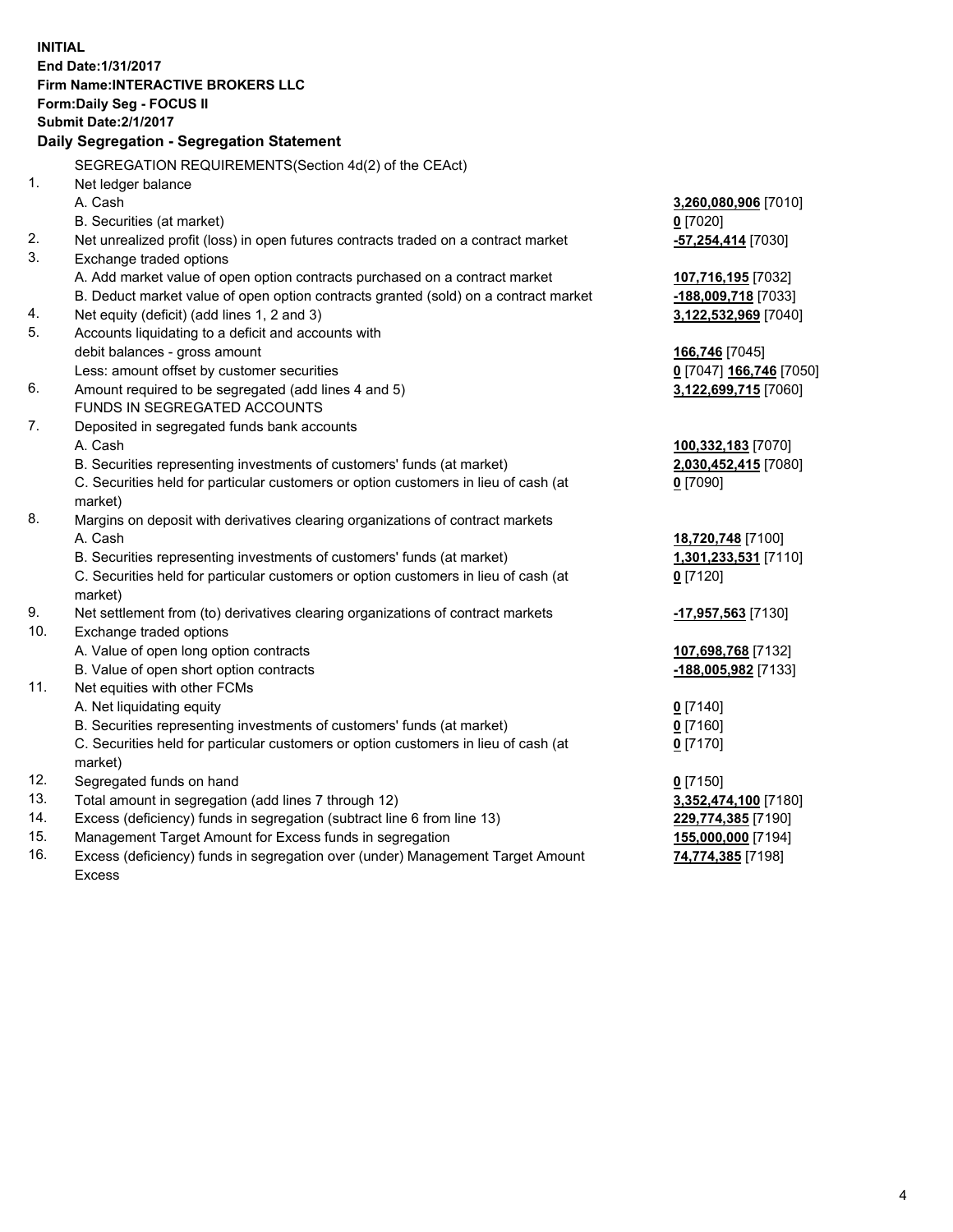**INITIAL**
**End Date:1/31/2017**
**Firm Name:INTERACTIVE BROKERS LLC**
**Form:Daily Seg - FOCUS II**
**Submit Date:2/1/2017**

**Daily Segregation - Segregation Statement**

SEGREGATION REQUIREMENTS(Section 4d(2) of the CEAct)

| | | |
|---|---|---|
| 1. | Net ledger balance | |
| | A. Cash | **3,260,080,906** [7010] |
| | B. Securities (at market) | **0** [7020] |
| 2. | Net unrealized profit (loss) in open futures contracts traded on a contract market | **-57,254,414** [7030] |
| 3. | Exchange traded options | |
| | A. Add market value of open option contracts purchased on a contract market | **107,716,195** [7032] |
| | B. Deduct market value of open option contracts granted (sold) on a contract market | **-188,009,718** [7033] |
| 4. | Net equity (deficit) (add lines 1, 2 and 3) | **3,122,532,969** [7040] |
| 5. | Accounts liquidating to a deficit and accounts with debit balances - gross amount | **166,746** [7045] |
| | Less: amount offset by customer securities | **0** [7047] **166,746** [7050] |
| 6. | Amount required to be segregated (add lines 4 and 5) | **3,122,699,715** [7060] |
| | FUNDS IN SEGREGATED ACCOUNTS | |
| 7. | Deposited in segregated funds bank accounts | |
| | A. Cash | **100,332,183** [7070] |
| | B. Securities representing investments of customers' funds (at market) | **2,030,452,415** [7080] |
| | C. Securities held for particular customers or option customers in lieu of cash (at market) | **0** [7090] |
| 8. | Margins on deposit with derivatives clearing organizations of contract markets | |
| | A. Cash | **18,720,748** [7100] |
| | B. Securities representing investments of customers' funds (at market) | **1,301,233,531** [7110] |
| | C. Securities held for particular customers or option customers in lieu of cash (at market) | **0** [7120] |
| 9. | Net settlement from (to) derivatives clearing organizations of contract markets | **-17,957,563** [7130] |
| 10. | Exchange traded options | |
| | A. Value of open long option contracts | **107,698,768** [7132] |
| | B. Value of open short option contracts | **-188,005,982** [7133] |
| 11. | Net equities with other FCMs | |
| | A. Net liquidating equity | **0** [7140] |
| | B. Securities representing investments of customers' funds (at market) | **0** [7160] |
| | C. Securities held for particular customers or option customers in lieu of cash (at market) | **0** [7170] |
| 12. | Segregated funds on hand | **0** [7150] |
| 13. | Total amount in segregation (add lines 7 through 12) | **3,352,474,100** [7180] |
| 14. | Excess (deficiency) funds in segregation (subtract line 6 from line 13) | **229,774,385** [7190] |
| 15. | Management Target Amount for Excess funds in segregation | **155,000,000** [7194] |
| 16. | Excess (deficiency) funds in segregation over (under) Management Target Amount Excess | **74,774,385** [7198] |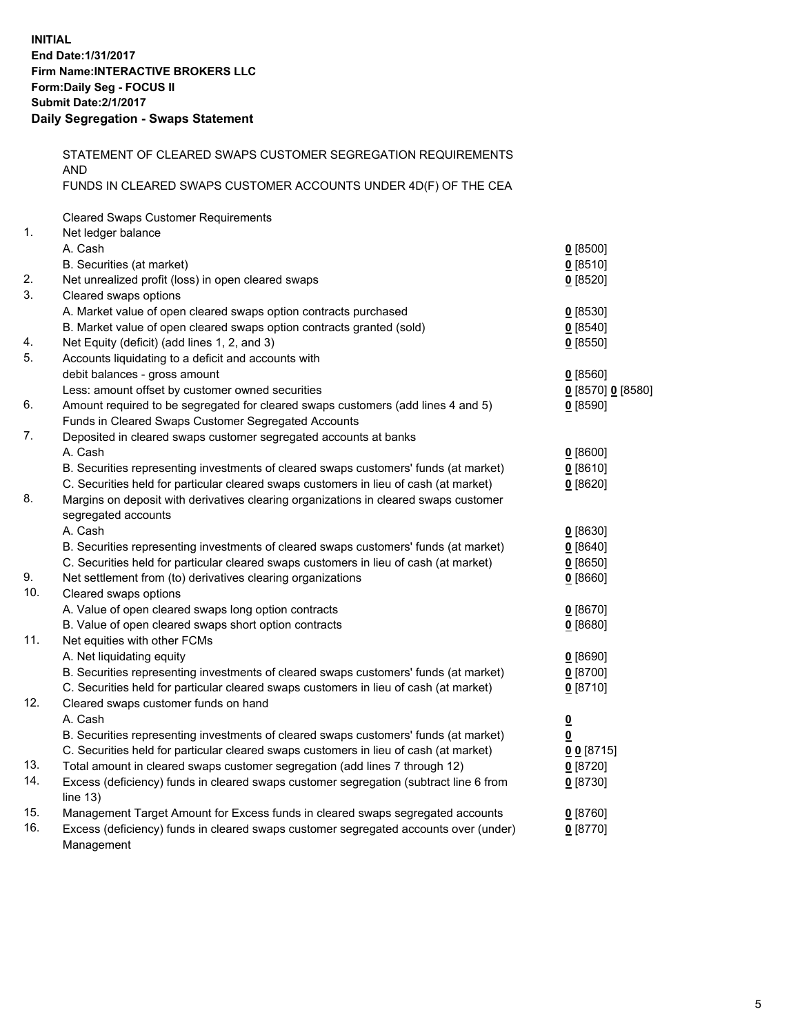**INITIAL**
**End Date:1/31/2017**
**Firm Name:INTERACTIVE BROKERS LLC**
**Form:Daily Seg - FOCUS II**
**Submit Date:2/1/2017**
**Daily Segregation - Swaps Statement**

STATEMENT OF CLEARED SWAPS CUSTOMER SEGREGATION REQUIREMENTS AND FUNDS IN CLEARED SWAPS CUSTOMER ACCOUNTS UNDER 4D(F) OF THE CEA

| | | |
|---|---|---|
| | Cleared Swaps Customer Requirements | |
| 1. | Net ledger balance | |
| | A. Cash | 0 [8500] |
| | B. Securities (at market) | 0 [8510] |
| 2. | Net unrealized profit (loss) in open cleared swaps | 0 [8520] |
| 3. | Cleared swaps options | |
| | A. Market value of open cleared swaps option contracts purchased | 0 [8530] |
| | B. Market value of open cleared swaps option contracts granted (sold) | 0 [8540] |
| 4. | Net Equity (deficit) (add lines 1, 2, and 3) | 0 [8550] |
| 5. | Accounts liquidating to a deficit and accounts with debit balances - gross amount | 0 [8560] |
| | Less: amount offset by customer owned securities | 0 [8570] 0 [8580] |
| 6. | Amount required to be segregated for cleared swaps customers (add lines 4 and 5) | 0 [8590] |
| | Funds in Cleared Swaps Customer Segregated Accounts | |
| 7. | Deposited in cleared swaps customer segregated accounts at banks | |
| | A. Cash | 0 [8600] |
| | B. Securities representing investments of cleared swaps customers' funds (at market) | 0 [8610] |
| | C. Securities held for particular cleared swaps customers in lieu of cash (at market) | 0 [8620] |
| 8. | Margins on deposit with derivatives clearing organizations in cleared swaps customer segregated accounts | |
| | A. Cash | 0 [8630] |
| | B. Securities representing investments of cleared swaps customers' funds (at market) | 0 [8640] |
| | C. Securities held for particular cleared swaps customers in lieu of cash (at market) | 0 [8650] |
| 9. | Net settlement from (to) derivatives clearing organizations | 0 [8660] |
| 10. | Cleared swaps options | |
| | A. Value of open cleared swaps long option contracts | 0 [8670] |
| | B. Value of open cleared swaps short option contracts | 0 [8680] |
| 11. | Net equities with other FCMs | |
| | A. Net liquidating equity | 0 [8690] |
| | B. Securities representing investments of cleared swaps customers' funds (at market) | 0 [8700] |
| | C. Securities held for particular cleared swaps customers in lieu of cash (at market) | 0 [8710] |
| 12. | Cleared swaps customer funds on hand | |
| | A. Cash | 0 |
| | B. Securities representing investments of cleared swaps customers' funds (at market) | 0 |
| | C. Securities held for particular cleared swaps customers in lieu of cash (at market) | 0 0 [8715] |
| 13. | Total amount in cleared swaps customer segregation (add lines 7 through 12) | 0 [8720] |
| 14. | Excess (deficiency) funds in cleared swaps customer segregation (subtract line 6 from line 13) | 0 [8730] |
| 15. | Management Target Amount for Excess funds in cleared swaps segregated accounts | 0 [8760] |
| 16. | Excess (deficiency) funds in cleared swaps customer segregated accounts over (under) Management | 0 [8770] |